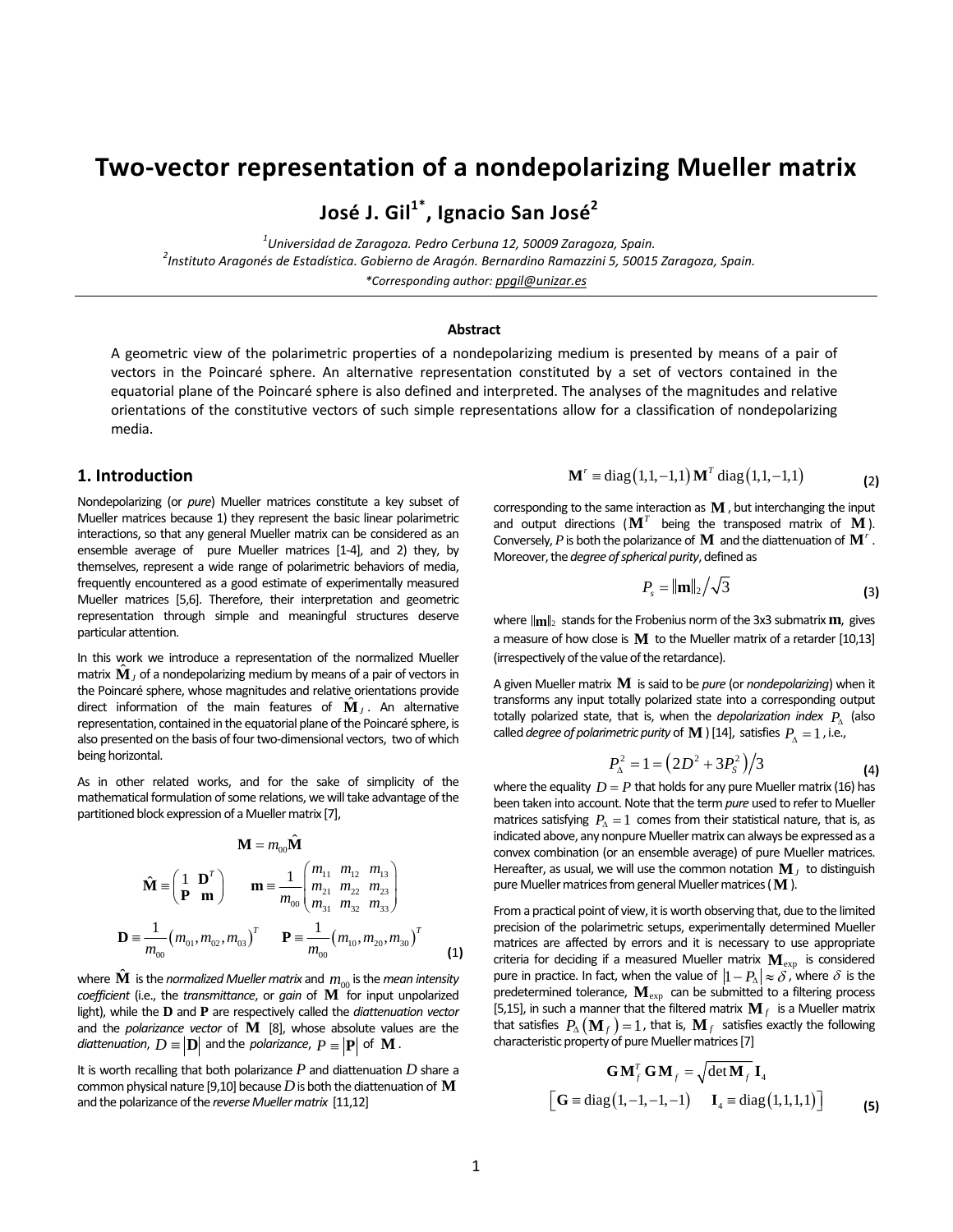# Two-vector representation of a nondepolarizing Mueller matrix

**José J. Gil[1*], Ignacio San José[2]**

[1]*Universidad de Zaragoza. Pedro Cerbuna 12, 50009 Zaragoza, Spain.*
[2]*Instituto Aragonés de Estadística. Gobierno de Aragón. Bernardino Ramazzini 5, 50015 Zaragoza, Spain.*
*\*Corresponding author: ppgil@unizar.es*

---

**Abstract**

A geometric view of the polarimetric properties of a nondepolarizing medium is presented by means of a pair of vectors in the Poincaré sphere. An alternative representation constituted by a set of vectors contained in the equatorial plane of the Poincaré sphere is also defined and interpreted. The analyses of the magnitudes and relative orientations of the constitutive vectors of such simple representations allow for a classification of nondepolarizing media.

## 1. Introduction

Nondepolarizing (or *pure*) Mueller matrices constitute a key subset of Mueller matrices because 1) they represent the basic linear polarimetric interactions, so that any general Mueller matrix can be considered as an ensemble average of pure Mueller matrices [1-4], and 2) they, by themselves, represent a wide range of polarimetric behaviors of media, frequently encountered as a good estimate of experimentally measured Mueller matrices [5,6]. Therefore, their interpretation and geometric representation through simple and meaningful structures deserve particular attention.

In this work we introduce a representation of the normalized Mueller matrix $\hat{\mathbf{M}}_J$ of a nondepolarizing medium by means of a pair of vectors in the Poincaré sphere, whose magnitudes and relative orientations provide direct information of the main features of $\hat{\mathbf{M}}_J$. An alternative representation, contained in the equatorial plane of the Poincaré sphere, is also presented on the basis of four two-dimensional vectors, two of which being horizontal.

As in other related works, and for the sake of simplicity of the mathematical formulation of some relations, we will take advantage of the partitioned block expression of a Mueller matrix [7],

$$
\begin{gathered}
\mathbf{M} = m_{00}\hat{\mathbf{M}} \\
\hat{\mathbf{M}} \equiv \begin{pmatrix} 1 & \mathbf{D}^T \\ \mathbf{P} & \mathbf{m} \end{pmatrix} \qquad \mathbf{m} \equiv \frac{1}{m_{00}} \begin{pmatrix} m_{11} & m_{12} & m_{13} \\ m_{21} & m_{22} & m_{23} \\ m_{31} & m_{32} & m_{33} \end{pmatrix} \\
\mathbf{D} \equiv \frac{1}{m_{00}} \left( m_{01}, m_{02}, m_{03} \right)^T \qquad \mathbf{P} \equiv \frac{1}{m_{00}} \left( m_{10}, m_{20}, m_{30} \right)^T
\end{gathered} \tag{1}
$$

where $\hat{\mathbf{M}}$ is the *normalized Mueller matrix* and $m_{00}$ is the *mean intensity coefficient* (i.e., the *transmittance*, or *gain* of $\mathbf{M}$ for input unpolarized light), while the $\mathbf{D}$ and $\mathbf{P}$ are respectively called the *diattenuation vector* and the *polarizance vector* of $\mathbf{M}$ [8], whose absolute values are the *diattenuation*, $D \equiv |\mathbf{D}|$ and the *polarizance*, $P \equiv |\mathbf{P}|$ of $\mathbf{M}$.

It is worth recalling that both polarizance $P$ and diattenuation $D$ share a common physical nature [9,10] because $D$ is both the diattenuation of $\mathbf{M}$ and the polarizance of the *reverse Mueller matrix* [11,12]

$$
\mathbf{M}^r \equiv \mathrm{diag}(1,1,-1,1)\, \mathbf{M}^T\, \mathrm{diag}(1,1,-1,1) \tag{2}
$$

corresponding to the same interaction as $\mathbf{M}$, but interchanging the input and output directions ($\mathbf{M}^T$ being the transposed matrix of $\mathbf{M}$). Conversely, $P$ is both the polarizance of $\mathbf{M}$ and the diattenuation of $\mathbf{M}^r$. Moreover, the *degree of spherical purity*, defined as

$$
P_S = \|\mathbf{m}\|_2 / \sqrt{3} \tag{3}
$$

where $\|\mathbf{m}\|_2$ stands for the Frobenius norm of the 3x3 submatrix $\mathbf{m}$, gives a measure of how close is $\mathbf{M}$ to the Mueller matrix of a retarder [10,13] (irrespectively of the value of the retardance).

A given Mueller matrix $\mathbf{M}$ is said to be *pure* (or *nondepolarizing*) when it transforms any input totally polarized state into a corresponding output totally polarized state, that is, when the *depolarization index* $P_\Delta$ (also called *degree of polarimetric purity* of $\mathbf{M}$) [14], satisfies $P_\Delta = 1$, i.e.,

$$
P_\Delta^2 = 1 = \left( 2D^2 + 3P_S^2 \right) / 3 \tag{4}
$$

where the equality $D = P$ that holds for any pure Mueller matrix (16) has been taken into account. Note that the term *pure* used to refer to Mueller matrices satisfying $P_\Delta = 1$ comes from their statistical nature, that is, as indicated above, any nonpure Mueller matrix can always be expressed as a convex combination (or an ensemble average) of pure Mueller matrices. Hereafter, as usual, we will use the common notation $\mathbf{M}_J$ to distinguish pure Mueller matrices from general Mueller matrices ($\mathbf{M}$).

From a practical point of view, it is worth observing that, due to the limited precision of the polarimetric setups, experimentally determined Mueller matrices are affected by errors and it is necessary to use appropriate criteria for deciding if a measured Mueller matrix $\mathbf{M}_{\exp}$ is considered pure in practice. In fact, when the value of $|1 - P_\Delta| \approx \delta$, where $\delta$ is the predetermined tolerance, $\mathbf{M}_{\exp}$ can be submitted to a filtering process [5,15], in such a manner that the filtered matrix $\mathbf{M}_f$ is a Mueller matrix that satisfies $P_\Delta(\mathbf{M}_f) = 1$, that is, $\mathbf{M}_f$ satisfies exactly the following characteristic property of pure Mueller matrices [7]

$$
\begin{gathered}
\mathbf{G}\mathbf{M}_f^T\mathbf{G}\mathbf{M}_f = \sqrt{\det \mathbf{M}_f}\, \mathbf{I}_4 \\
\left[ \mathbf{G} \equiv \mathrm{diag}(1,-1,-1,-1) \qquad \mathbf{I}_4 \equiv \mathrm{diag}(1,1,1,1) \right]
\end{gathered} \tag{5}
$$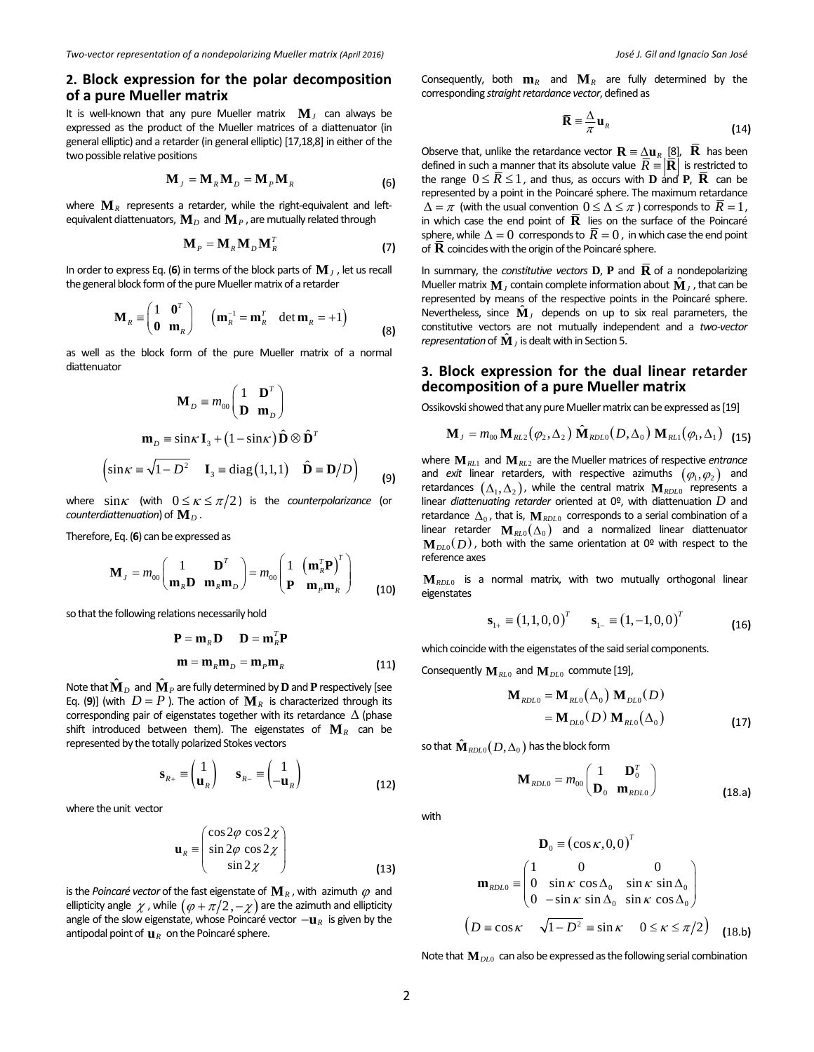## 2. Block expression for the polar decomposition of a pure Mueller matrix

It is well-known that any pure Mueller matrix $\mathbf{M}_J$ can always be expressed as the product of the Mueller matrices of a diattenuator (in general elliptic) and a retarder (in general elliptic) [17,18,8] in either of the two possible relative positions

$$\mathbf{M}_J = \mathbf{M}_R \mathbf{M}_D = \mathbf{M}_P \mathbf{M}_R \tag{6}$$

where $\mathbf{M}_R$ represents a retarder, while the right-equivalent and left-equivalent diattenuators, $\mathbf{M}_D$ and $\mathbf{M}_P$, are mutually related through

$$\mathbf{M}_P = \mathbf{M}_R \mathbf{M}_D \mathbf{M}_R^T \tag{7}$$

In order to express Eq. (6) in terms of the block parts of $\mathbf{M}_J$, let us recall the general block form of the pure Mueller matrix of a retarder

$$\mathbf{M}_R \equiv \begin{pmatrix} 1 & \mathbf{0}^T \\ \mathbf{0} & \mathbf{m}_R \end{pmatrix} \quad \left(\mathbf{m}_R^{-1} = \mathbf{m}_R^T \quad \det \mathbf{m}_R = +1\right) \tag{8}$$

as well as the block form of the pure Mueller matrix of a normal diattenuator

$$\mathbf{M}_D \equiv m_{00} \begin{pmatrix} 1 & \mathbf{D}^T \\ \mathbf{D} & \mathbf{m}_D \end{pmatrix}$$

$$\mathbf{m}_D \equiv \sin\kappa\, \mathbf{I}_3 + (1-\sin\kappa)\, \hat{\mathbf{D}} \otimes \hat{\mathbf{D}}^T$$

$$\left(\sin\kappa \equiv \sqrt{1-D^2} \quad \mathbf{I}_3 \equiv \mathrm{diag}(1,1,1) \quad \hat{\mathbf{D}} \equiv \mathbf{D}/D\right) \tag{9}$$

where $\sin\kappa$ (with $0 \le \kappa \le \pi/2$) is the *counterpolarizance* (or *counterdiattenuation*) of $\mathbf{M}_D$.

Therefore, Eq. (6) can be expressed as

$$\mathbf{M}_J = m_{00} \begin{pmatrix} 1 & \mathbf{D}^T \\ \mathbf{m}_R \mathbf{D} & \mathbf{m}_R \mathbf{m}_D \end{pmatrix} = m_{00} \begin{pmatrix} 1 & \left(\mathbf{m}_R^T \mathbf{P}\right)^T \\ \mathbf{P} & \mathbf{m}_P \mathbf{m}_R \end{pmatrix} \tag{10}$$

so that the following relations necessarily hold

$$\mathbf{P} = \mathbf{m}_R \mathbf{D} \quad \mathbf{D} = \mathbf{m}_R^T \mathbf{P}$$

$$\mathbf{m} = \mathbf{m}_R \mathbf{m}_D = \mathbf{m}_P \mathbf{m}_R \tag{11}$$

Note that $\hat{\mathbf{M}}_D$ and $\hat{\mathbf{M}}_P$ are fully determined by **D** and **P** respectively [see Eq. (9)] (with $D = P$). The action of $\mathbf{M}_R$ is characterized through its corresponding pair of eigenstates together with its retardance $\Delta$ (phase shift introduced between them). The eigenstates of $\mathbf{M}_R$ can be represented by the totally polarized Stokes vectors

$$\mathbf{s}_{R+} \equiv \begin{pmatrix} 1 \\ \mathbf{u}_R \end{pmatrix} \quad \mathbf{s}_{R-} \equiv \begin{pmatrix} 1 \\ -\mathbf{u}_R \end{pmatrix} \tag{12}$$

where the unit vector

$$\mathbf{u}_R \equiv \begin{pmatrix} \cos 2\varphi \cos 2\chi \\ \sin 2\varphi \cos 2\chi \\ \sin 2\chi \end{pmatrix} \tag{13}$$

is the *Poincaré vector* of the fast eigenstate of $\mathbf{M}_R$, with azimuth $\varphi$ and ellipticity angle $\chi$, while $(\varphi + \pi/2, -\chi)$ are the azimuth and ellipticity angle of the slow eigenstate, whose Poincaré vector $-\mathbf{u}_R$ is given by the antipodal point of $\mathbf{u}_R$ on the Poincaré sphere.

Consequently, both $\mathbf{m}_R$ and $\mathbf{M}_R$ are fully determined by the corresponding *straight retardance vector*, defined as

$$\bar{\mathbf{R}} \equiv \frac{\Delta}{\pi} \mathbf{u}_R \tag{14}$$

Observe that, unlike the retardance vector $\mathbf{R} \equiv \Delta \mathbf{u}_R$ [8], $\bar{\mathbf{R}}$ has been defined in such a manner that its absolute value $\bar{R} \equiv |\bar{\mathbf{R}}|$ is restricted to the range $0 \le \bar{R} \le 1$, and thus, as occurs with **D** and **P**, $\bar{\mathbf{R}}$ can be represented by a point in the Poincaré sphere. The maximum retardance $\Delta = \pi$ (with the usual convention $0 \le \Delta \le \pi$) corresponds to $\bar{R} = 1$, in which case the end point of $\bar{\mathbf{R}}$ lies on the surface of the Poincaré sphere, while $\Delta = 0$ corresponds to $\bar{R} = 0$, in which case the end point of $\bar{\mathbf{R}}$ coincides with the origin of the Poincaré sphere.

In summary, the *constitutive vectors* **D**, **P** and $\bar{\mathbf{R}}$ of a nondepolarizing Mueller matrix $\mathbf{M}_J$ contain complete information about $\hat{\mathbf{M}}_J$, that can be represented by means of the respective points in the Poincaré sphere. Nevertheless, since $\hat{\mathbf{M}}_J$ depends on up to six real parameters, the constitutive vectors are not mutually independent and a *two-vector representation* of $\hat{\mathbf{M}}_J$ is dealt with in Section 5.

## 3. Block expression for the dual linear retarder decomposition of a pure Mueller matrix

Ossikovski showed that any pure Mueller matrix can be expressed as [19]

$$\mathbf{M}_J = m_{00}\, \mathbf{M}_{RL2}(\varphi_2, \Delta_2)\, \hat{\mathbf{M}}_{RDL0}(D, \Delta_0)\, \mathbf{M}_{RL1}(\varphi_1, \Delta_1) \tag{15}$$

where $\mathbf{M}_{RL1}$ and $\mathbf{M}_{RL2}$ are the Mueller matrices of respective *entrance* and *exit* linear retarders, with respective azimuths $(\varphi_1, \varphi_2)$ and retardances $(\Delta_1, \Delta_2)$, while the central matrix $\mathbf{M}_{RDL0}$ represents a linear *diattenuating retarder* oriented at 0º, with diattenuation $D$ and retardance $\Delta_0$, that is, $\mathbf{M}_{RDL0}$ corresponds to a serial combination of a linear retarder $\mathbf{M}_{RL0}(\Delta_0)$ and a normalized linear diattenuator $\mathbf{M}_{DL0}(D)$, both with the same orientation at 0º with respect to the reference axes

$\mathbf{M}_{RDL0}$ is a normal matrix, with two mutually orthogonal linear eigenstates

$$\mathbf{s}_{1+} \equiv (1,1,0,0)^T \qquad \mathbf{s}_{1-} \equiv (1,-1,0,0)^T \tag{16}$$

which coincide with the eigenstates of the said serial components.

Consequently $\mathbf{M}_{RL0}$ and $\mathbf{M}_{DL0}$ commute [19],

$$\begin{aligned} \mathbf{M}_{RDL0} &= \mathbf{M}_{RL0}(\Delta_0)\, \mathbf{M}_{DL0}(D) \\ &= \mathbf{M}_{DL0}(D)\, \mathbf{M}_{RL0}(\Delta_0) \end{aligned} \tag{17}$$

so that $\hat{\mathbf{M}}_{RDL0}(D, \Delta_0)$ has the block form

$$\mathbf{M}_{RDL0} = m_{00} \begin{pmatrix} 1 & \mathbf{D}_0^T \\ \mathbf{D}_0 & \mathbf{m}_{RDL0} \end{pmatrix} \tag{18.a}$$

with

$$\mathbf{D}_0 \equiv (\cos\kappa, 0, 0)^T$$

$$\mathbf{m}_{RDL0} \equiv \begin{pmatrix} 1 & 0 & 0 \\ 0 & \sin\kappa \cos\Delta_0 & \sin\kappa \sin\Delta_0 \\ 0 & -\sin\kappa \sin\Delta_0 & \sin\kappa \cos\Delta_0 \end{pmatrix}$$

$$\left(D \equiv \cos\kappa \quad \sqrt{1-D^2} \equiv \sin\kappa \quad 0 \le \kappa \le \pi/2\right) \tag{18.b}$$

Note that $\mathbf{M}_{DL0}$ can also be expressed as the following serial combination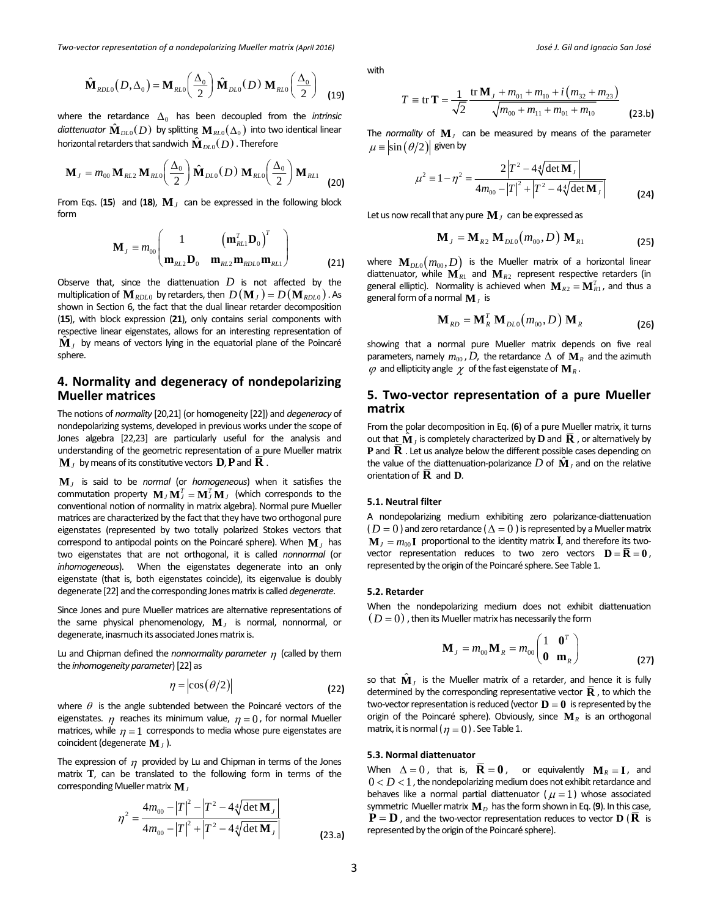$$\hat{\mathbf{M}}_{RDL0}(D,\Delta_0) = \mathbf{M}_{RL0}\left(\frac{\Delta_0}{2}\right)\hat{\mathbf{M}}_{DL0}(D)\,\mathbf{M}_{RL0}\left(\frac{\Delta_0}{2}\right) \quad \textbf{(19)}$$

where the retardance $\Delta_0$ has been decoupled from the *intrinsic diattenuator* $\hat{\mathbf{M}}_{DL0}(D)$ by splitting $\mathbf{M}_{RL0}(\Delta_0)$ into two identical linear horizontal retarders that sandwich $\hat{\mathbf{M}}_{DL0}(D)$. Therefore

$$\mathbf{M}_J = m_{00}\,\mathbf{M}_{RL2}\,\mathbf{M}_{RL0}\left(\frac{\Delta_0}{2}\right)\hat{\mathbf{M}}_{DL0}(D)\,\mathbf{M}_{RL0}\left(\frac{\Delta_0}{2}\right)\mathbf{M}_{RL1} \quad \textbf{(20)}$$

From Eqs. (**15**) and (**18**), $\mathbf{M}_J$ can be expressed in the following block form

$$\mathbf{M}_J \equiv m_{00}\begin{pmatrix} 1 & \left(\mathbf{m}_{RL1}^T\mathbf{D}_0\right)^T \\ \mathbf{m}_{RL2}\mathbf{D}_0 & \mathbf{m}_{RL2}\mathbf{m}_{RDL0}\mathbf{m}_{RL1} \end{pmatrix} \quad \textbf{(21)}$$

Observe that, since the diattenuation $D$ is not affected by the multiplication of $\mathbf{M}_{RDL0}$ by retarders, then $D(\mathbf{M}_J) = D(\mathbf{M}_{RDL0})$. As shown in Section 6, the fact that the dual linear retarder decomposition (**15**), with block expression (**21**), only contains serial components with respective linear eigenstates, allows for an interesting representation of $\hat{\mathbf{M}}_J$ by means of vectors lying in the equatorial plane of the Poincaré sphere.

## 4. Normality and degeneracy of nondepolarizing Mueller matrices

The notions of *normality* [20,21] (or homogeneity [22]) and *degeneracy* of nondepolarizing systems, developed in previous works under the scope of Jones algebra [22,23] are particularly useful for the analysis and understanding of the geometric representation of a pure Mueller matrix $\mathbf{M}_J$ by means of its constitutive vectors $\mathbf{D}, \mathbf{P}$ and $\overline{\mathbf{R}}$.

$\mathbf{M}_J$ is said to be *normal* (or *homogeneous*) when it satisfies the commutation property $\mathbf{M}_J\mathbf{M}_J^T = \mathbf{M}_J^T\mathbf{M}_J$ (which corresponds to the conventional notion of normality in matrix algebra). Normal pure Mueller matrices are characterized by the fact that they have two orthogonal pure eigenstates (represented by two totally polarized Stokes vectors that correspond to antipodal points on the Poincaré sphere). When $\mathbf{M}_J$ has two eigenstates that are not orthogonal, it is called *nonnormal* (or *inhomogeneous*). When the eigenstates degenerate into an only eigenstate (that is, both eigenstates coincide), its eigenvalue is doubly degenerate [22] and the corresponding Jones matrix is called *degenerate*.

Since Jones and pure Mueller matrices are alternative representations of the same physical phenomenology, $\mathbf{M}_J$ is normal, nonnormal, or degenerate, inasmuch its associated Jones matrix is.

Lu and Chipman defined the *nonnormality parameter* $\eta$ (called by them the *inhomogeneity parameter*) [22] as

$$\eta = \left|\cos(\theta/2)\right| \quad \textbf{(22)}$$

where $\theta$ is the angle subtended between the Poincaré vectors of the eigenstates. $\eta$ reaches its minimum value, $\eta = 0$, for normal Mueller matrices, while $\eta = 1$ corresponds to media whose pure eigenstates are coincident (degenerate $\mathbf{M}_J$).

The expression of $\eta$ provided by Lu and Chipman in terms of the Jones matrix $\mathbf{T}$, can be translated to the following form in terms of the corresponding Mueller matrix $\mathbf{M}_J$

$$\eta^2 = \frac{4m_{00} - |T|^2 - \left|T^2 - 4\sqrt[4]{\det\mathbf{M}_J}\right|}{4m_{00} - |T|^2 + \left|T^2 - 4\sqrt[4]{\det\mathbf{M}_J}\right|} \quad \textbf{(23.a)}$$

with

$$T \equiv \operatorname{tr}\mathbf{T} = \frac{1}{\sqrt{2}}\frac{\operatorname{tr}\mathbf{M}_J + m_{01} + m_{10} + i\left(m_{32} + m_{23}\right)}{\sqrt{m_{00} + m_{11} + m_{01} + m_{10}}} \quad \textbf{(23.b)}$$

The *normality* of $\mathbf{M}_J$ can be measured by means of the parameter $\mu \equiv \left|\sin(\theta/2)\right|$ given by

$$\mu^2 \equiv 1 - \eta^2 = \frac{2\left|T^2 - 4\sqrt[4]{\det\mathbf{M}_J}\right|}{4m_{00} - |T|^2 + \left|T^2 - 4\sqrt[4]{\det\mathbf{M}_J}\right|} \quad \textbf{(24)}$$

Let us now recall that any pure $\mathbf{M}_J$ can be expressed as

$$\mathbf{M}_J = \mathbf{M}_{R2}\,\mathbf{M}_{DL0}(m_{00}, D)\,\mathbf{M}_{R1} \quad \textbf{(25)}$$

where $\mathbf{M}_{DL0}(m_{00}, D)$ is the Mueller matrix of a horizontal linear diattenuator, while $\mathbf{M}_{R1}$ and $\mathbf{M}_{R2}$ represent respective retarders (in general elliptic). Normality is achieved when $\mathbf{M}_{R2} = \mathbf{M}_{R1}^T$, and thus a general form of a normal $\mathbf{M}_J$ is

$$\mathbf{M}_{RD} = \mathbf{M}_R^T\,\mathbf{M}_{DL0}(m_{00}, D)\,\mathbf{M}_R \quad \textbf{(26)}$$

showing that a normal pure Mueller matrix depends on five real parameters, namely $m_{00}$, $D$, the retardance $\Delta$ of $\mathbf{M}_R$ and the azimuth $\varphi$ and ellipticity angle $\chi$ of the fast eigenstate of $\mathbf{M}_R$.

## 5. Two-vector representation of a pure Mueller matrix

From the polar decomposition in Eq. (**6**) of a pure Mueller matrix, it turns out that $\hat{\mathbf{M}}_J$ is completely characterized by $\mathbf{D}$ and $\overline{\mathbf{R}}$, or alternatively by $\mathbf{P}$ and $\overline{\mathbf{R}}$. Let us analyze below the different possible cases depending on the value of the diattenuation-polarization $D$ of $\hat{\mathbf{M}}_J$ and on the relative orientation of $\overline{\mathbf{R}}$ and $\mathbf{D}$.

### 5.1. Neutral filter

A nondepolarizing medium exhibiting zero polarizance-diattenuation ($D = 0$) and zero retardance ($\Delta = 0$) is represented by a Mueller matrix $\mathbf{M}_J = m_{00}\mathbf{I}$ proportional to the identity matrix $\mathbf{I}$, and therefore its two-vector representation reduces to two zero vectors $\mathbf{D} = \overline{\mathbf{R}} = \mathbf{0}$, represented by the origin of the Poincaré sphere. See Table 1.

### 5.2. Retarder

When the nondepolarizing medium does not exhibit diattenuation $(D = 0)$, then its Mueller matrix has necessarily the form

$$\mathbf{M}_J = m_{00}\mathbf{M}_R = m_{00}\begin{pmatrix} 1 & \mathbf{0}^T \\ \mathbf{0} & \mathbf{m}_R \end{pmatrix} \quad \textbf{(27)}$$

so that $\hat{\mathbf{M}}_J$ is the Mueller matrix of a retarder, and hence it is fully determined by the corresponding representative vector $\overline{\mathbf{R}}$, to which the two-vector representation is reduced (vector $\mathbf{D} = \mathbf{0}$ is represented by the origin of the Poincaré sphere). Obviously, since $\mathbf{M}_R$ is an orthogonal matrix, it is normal ($\eta = 0$). See Table 1.

### 5.3. Normal diattenuator

When $\Delta = 0$, that is, $\overline{\mathbf{R}} = \mathbf{0}$, or equivalently $\mathbf{M}_R = \mathbf{I}$, and $0 < D < 1$, the nondepolarizing medium does not exhibit retardance and behaves like a normal partial diattenuator ($\mu = 1$) whose associated symmetric Mueller matrix $\mathbf{M}_D$ has the form shown in Eq. (**9**). In this case, $\mathbf{P} = \mathbf{D}$, and the two-vector representation reduces to vector $\mathbf{D}$ ($\overline{\mathbf{R}}$ is represented by the origin of the Poincaré sphere).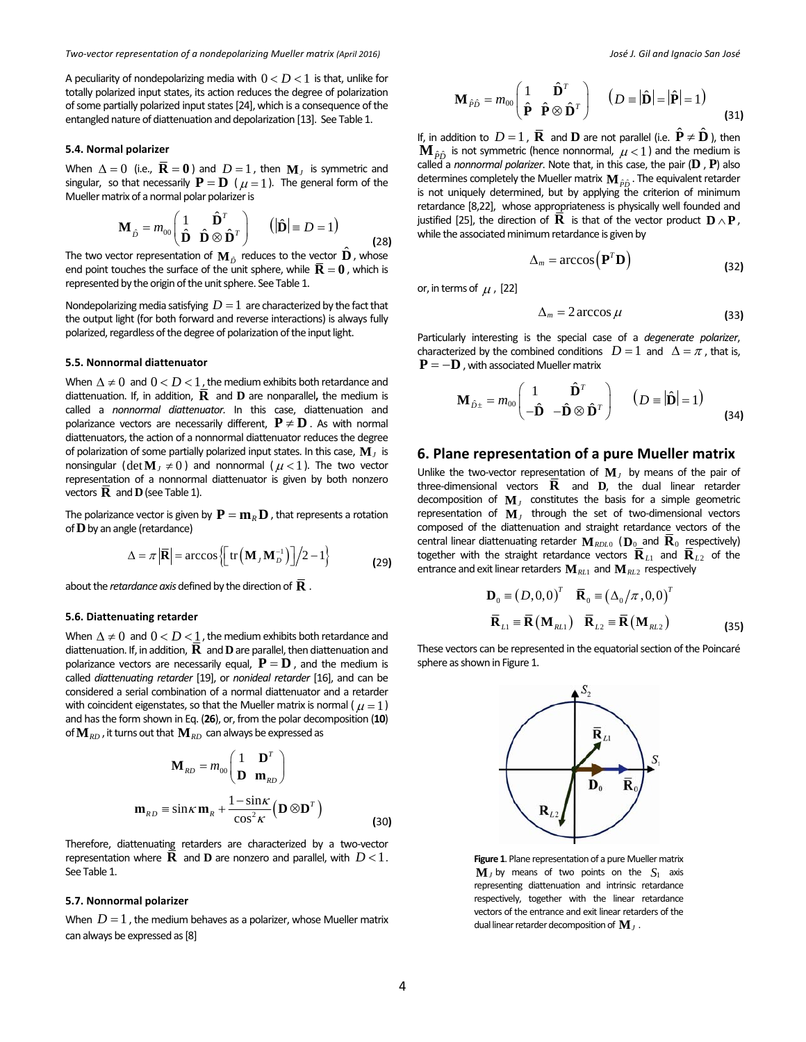A peculiarity of nondepolarizing media with $0 < D < 1$ is that, unlike for totally polarized input states, its action reduces the degree of polarization of some partially polarized input states [24], which is a consequence of the entangled nature of diattenuation and depolarization [13]. See Table 1.

### 5.4. Normal polarizer

When $\Delta = 0$ (i.e., $\bar{\mathbf{R}} = \mathbf{0}$) and $D = 1$, then $\mathbf{M}_J$ is symmetric and singular, so that necessarily $\mathbf{P} = \mathbf{D}$ ($\mu = 1$). The general form of the Mueller matrix of a normal polar polarizer is

$$\mathbf{M}_{\hat{D}} = m_{00}\begin{pmatrix} 1 & \hat{\mathbf{D}}^T \\ \hat{\mathbf{D}} & \hat{\mathbf{D}} \otimes \hat{\mathbf{D}}^T \end{pmatrix} \quad \left(\left|\hat{\mathbf{D}}\right| \equiv D = 1\right) \tag{28}$$

The two vector representation of $\mathbf{M}_{\hat{D}}$ reduces to the vector $\hat{\mathbf{D}}$, whose end point touches the surface of the unit sphere, while $\bar{\mathbf{R}} = \mathbf{0}$, which is represented by the origin of the unit sphere. See Table 1.

Nondepolarizing media satisfying $D = 1$ are characterized by the fact that the output light (for both forward and reverse interactions) is always fully polarized, regardless of the degree of polarization of the input light.

### 5.5. Nonnormal diattenuator

When $\Delta \neq 0$ and $0 < D < 1$, the medium exhibits both retardance and diattenuation. If, in addition, $\bar{\mathbf{R}}$ and $\mathbf{D}$ are nonparallel**,** the medium is called a *nonnormal diattenuator.* In this case, diattenuation and polarizance vectors are necessarily different, $\mathbf{P} \neq \mathbf{D}$. As with normal diattenuators, the action of a nonnormal diattenuator reduces the degree of polarization of some partially polarized input states. In this case, $\mathbf{M}_J$ is nonsingular ($\det \mathbf{M}_J \neq 0$) and nonnormal ($\mu < 1$). The two vector representation of a nonnormal diattenuator is given by both nonzero vectors $\bar{\mathbf{R}}$ and $\mathbf{D}$ (see Table 1).

The polarizance vector is given by $\mathbf{P} = \mathbf{m}_R \mathbf{D}$, that represents a rotation of $\mathbf{D}$ by an angle (retardance)

$$\Delta = \pi\left|\bar{\mathbf{R}}\right| = \arccos\left\{\left[\operatorname{tr}\left(\mathbf{M}_J \mathbf{M}_D^{-1}\right)\right]/2 - 1\right\} \tag{29}$$

about the *retardance axis* defined by the direction of $\bar{\mathbf{R}}$.

### 5.6. Diattenuating retarder

When $\Delta \neq 0$ and $0 < D < 1$, the medium exhibits both retardance and diattenuation. If, in addition, $\bar{\mathbf{R}}$ and $\mathbf{D}$ are parallel, then diattenuation and polarizance vectors are necessarily equal, $\mathbf{P} = \mathbf{D}$, and the medium is called *diattenuating retarder* [19], or *nonideal retarder* [16], and can be considered a serial combination of a normal diattenuator and a retarder with coincident eigenstates, so that the Mueller matrix is normal ($\mu = 1$) and has the form shown in Eq. (**26**), or, from the polar decomposition (**10**) of $\mathbf{M}_{RD}$, it turns out that $\mathbf{M}_{RD}$ can always be expressed as

$$\mathbf{M}_{RD} = m_{00}\begin{pmatrix} 1 & \mathbf{D}^T \\ \mathbf{D} & \mathbf{m}_{RD} \end{pmatrix}$$
$$\mathbf{m}_{RD} \equiv \sin\kappa\, \mathbf{m}_R + \frac{1 - \sin\kappa}{\cos^2\kappa}\left(\mathbf{D} \otimes \mathbf{D}^T\right) \tag{30}$$

Therefore, diattenuating retarders are characterized by a two-vector representation where $\bar{\mathbf{R}}$ and $\mathbf{D}$ are nonzero and parallel, with $D < 1$. See Table 1.

### 5.7. Nonnormal polarizer

When $D = 1$, the medium behaves as a polarizer, whose Mueller matrix can always be expressed as [8]

$$\mathbf{M}_{\hat{P}\hat{D}} = m_{00}\begin{pmatrix} 1 & \hat{\mathbf{D}}^T \\ \hat{\mathbf{P}} & \hat{\mathbf{P}} \otimes \hat{\mathbf{D}}^T \end{pmatrix} \quad \left(D \equiv \left|\hat{\mathbf{D}}\right| = \left|\hat{\mathbf{P}}\right| = 1\right) \tag{31}$$

If, in addition to $D = 1$, $\bar{\mathbf{R}}$ and $\mathbf{D}$ are not parallel (i.e. $\hat{\mathbf{P}} \neq \hat{\mathbf{D}}$), then $\mathbf{M}_{\hat{P}\hat{D}}$ is not symmetric (hence nonnormal, $\mu < 1$) and the medium is called a *nonnormal polarizer*. Note that, in this case, the pair ($\mathbf{D}$, $\mathbf{P}$) also determines completely the Mueller matrix $\mathbf{M}_{\hat{P}\hat{D}}$. The equivalent retarder is not uniquely determined, but by applying the criterion of minimum retardance [8,22], whose appropriateness is physically well founded and justified [25], the direction of $\bar{\mathbf{R}}$ is that of the vector product $\mathbf{D} \wedge \mathbf{P}$, while the associated minimum retardance is given by

$$\Delta_m = \arccos\left(\mathbf{P}^T \mathbf{D}\right) \tag{32}$$

or, in terms of $\mu$, [22]

$$\Delta_m = 2 \arccos \mu \tag{33}$$

Particularly interesting is the special case of a *degenerate polarizer*, characterized by the combined conditions $D = 1$ and $\Delta = \pi$, that is, $\mathbf{P} = -\mathbf{D}$, with associated Mueller matrix

$$\mathbf{M}_{\hat{D}\pm} = m_{00}\begin{pmatrix} 1 & \hat{\mathbf{D}}^T \\ -\hat{\mathbf{D}} & -\hat{\mathbf{D}} \otimes \hat{\mathbf{D}}^T \end{pmatrix} \quad \left(D \equiv \left|\hat{\mathbf{D}}\right| = 1\right) \tag{34}$$

## 6. Plane representation of a pure Mueller matrix

Unlike the two-vector representation of $\mathbf{M}_J$ by means of the pair of three-dimensional vectors $\bar{\mathbf{R}}$ and $\mathbf{D}$, the dual linear retarder decomposition of $\mathbf{M}_J$ constitutes the basis for a simple geometric representation of $\mathbf{M}_J$ through the set of two-dimensional vectors composed of the diattenuation and straight retardance vectors of the central linear diattenuating retarder $\mathbf{M}_{RDL0}$ ($\mathbf{D}_0$ and $\bar{\mathbf{R}}_0$ respectively) together with the straight retardance vectors $\bar{\mathbf{R}}_{L1}$ and $\bar{\mathbf{R}}_{L2}$ of the entrance and exit linear retarders $\mathbf{M}_{RL1}$ and $\mathbf{M}_{RL2}$ respectively

$$\mathbf{D}_0 \equiv \left(D, 0, 0\right)^T \quad \bar{\mathbf{R}}_0 \equiv \left(\Delta_0/\pi, 0, 0\right)^T$$
$$\bar{\mathbf{R}}_{L1} \equiv \bar{\mathbf{R}}\left(\mathbf{M}_{RL1}\right) \quad \bar{\mathbf{R}}_{L2} \equiv \bar{\mathbf{R}}\left(\mathbf{M}_{RL2}\right) \tag{35}$$

These vectors can be represented in the equatorial section of the Poincaré sphere as shown in Figure 1.

**Figure 1**. Plane representation of a pure Mueller matrix $\mathbf{M}_J$ by means of two points on the $S_1$ axis representing diattenuation and intrinsic retardance respectively, together with the linear retardance vectors of the entrance and exit linear retarders of the dual linear retarder decomposition of $\mathbf{M}_J$.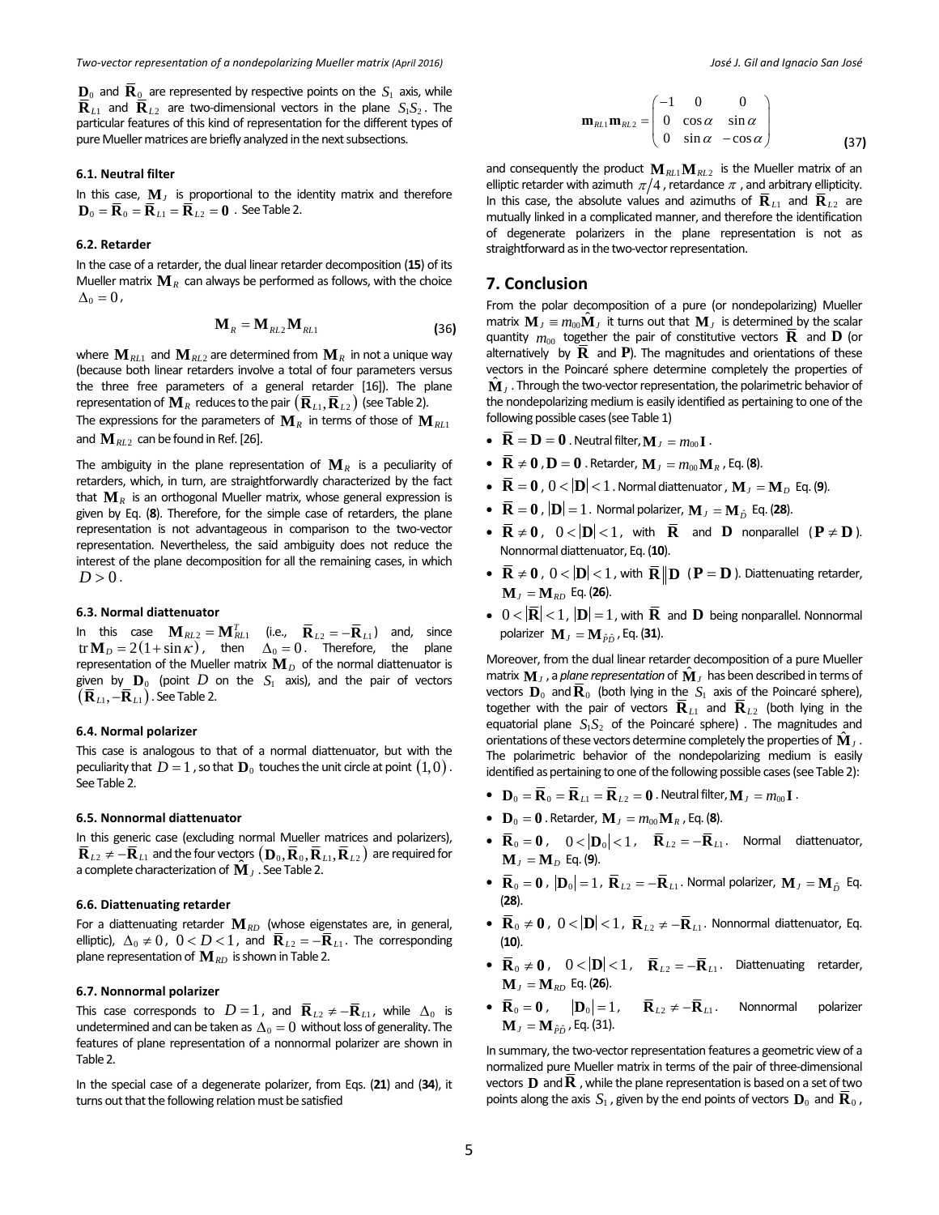$\mathbf{D}_0$ and $\overline{\mathbf{R}}_0$ are represented by respective points on the $S_1$ axis, while $\overline{\mathbf{R}}_{L1}$ and $\overline{\mathbf{R}}_{L2}$ are two-dimensional vectors in the plane $S_1S_2$. The particular features of this kind of representation for the different types of pure Mueller matrices are briefly analyzed in the next subsections.

### 6.1. Neutral filter

In this case, $\mathbf{M}_J$ is proportional to the identity matrix and therefore $\mathbf{D}_0 = \overline{\mathbf{R}}_0 = \overline{\mathbf{R}}_{L1} = \overline{\mathbf{R}}_{L2} = \mathbf{0}$ . See Table 2.

### 6.2. Retarder

In the case of a retarder, the dual linear retarder decomposition (**15**) of its Mueller matrix $\mathbf{M}_R$ can always be performed as follows, with the choice $\Delta_0 = 0$,

$$\mathbf{M}_R = \mathbf{M}_{RL2}\mathbf{M}_{RL1} \quad \textbf{(36)}$$

where $\mathbf{M}_{RL1}$ and $\mathbf{M}_{RL2}$ are determined from $\mathbf{M}_R$ in not a unique way (because both linear retarders involve a total of four parameters versus the three free parameters of a general retarder [16]). The plane representation of $\mathbf{M}_R$ reduces to the pair $\left(\overline{\mathbf{R}}_{L1}, \overline{\mathbf{R}}_{L2}\right)$ (see Table 2).

The expressions for the parameters of $\mathbf{M}_R$ in terms of those of $\mathbf{M}_{RL1}$ and $\mathbf{M}_{RL2}$ can be found in Ref. [26].

The ambiguity in the plane representation of $\mathbf{M}_R$ is a peculiarity of retarders, which, in turn, are straightforwardly characterized by the fact that $\mathbf{M}_R$ is an orthogonal Mueller matrix, whose general expression is given by Eq. (**8**). Therefore, for the simple case of retarders, the plane representation is not advantageous in comparison to the two-vector representation. Nevertheless, the said ambiguity does not reduce the interest of the plane decomposition for all the remaining cases, in which $D > 0$.

### 6.3. Normal diattenuator

In this case $\mathbf{M}_{RL2} = \mathbf{M}_{RL1}^T$ (i.e., $\overline{\mathbf{R}}_{L2} = -\overline{\mathbf{R}}_{L1}$) and, since $\operatorname{tr}\mathbf{M}_D = 2(1+\sin\kappa)$, then $\Delta_0 = 0$. Therefore, the plane representation of the Mueller matrix $\mathbf{M}_D$ of the normal diattenuator is given by $\mathbf{D}_0$ (point $D$ on the $S_1$ axis), and the pair of vectors $\left(\overline{\mathbf{R}}_{L1}, -\overline{\mathbf{R}}_{L1}\right)$. See Table 2.

### 6.4. Normal polarizer

This case is analogous to that of a normal diattenuator, but with the peculiarity that $D = 1$, so that $\mathbf{D}_0$ touches the unit circle at point $(1,0)$. See Table 2.

### 6.5. Nonnormal diattenuator

In this generic case (excluding normal Mueller matrices and polarizers), $\overline{\mathbf{R}}_{L2} \neq -\overline{\mathbf{R}}_{L1}$ and the four vectors $\left(\mathbf{D}_0, \overline{\mathbf{R}}_0, \overline{\mathbf{R}}_{L1}, \overline{\mathbf{R}}_{L2}\right)$ are required for a complete characterization of $\hat{\mathbf{M}}_J$. See Table 2.

### 6.6. Diattenuating retarder

For a diattenuating retarder $\mathbf{M}_{RD}$ (whose eigenstates are, in general, elliptic), $\Delta_0 \neq 0$, $0 < D < 1$, and $\overline{\mathbf{R}}_{L2} = -\overline{\mathbf{R}}_{L1}$. The corresponding plane representation of $\mathbf{M}_{RD}$ is shown in Table 2.

### 6.7. Nonnormal polarizer

This case corresponds to $D = 1$, and $\overline{\mathbf{R}}_{L2} \neq -\overline{\mathbf{R}}_{L1}$, while $\Delta_0$ is undetermined and can be taken as $\Delta_0 = 0$ without loss of generality. The features of plane representation of a nonnormal polarizer are shown in Table 2.

In the special case of a degenerate polarizer, from Eqs. (**21**) and (**34**), it turns out that the following relation must be satisfied

$$\mathbf{m}_{RL1}\mathbf{m}_{RL2} = \begin{pmatrix} -1 & 0 & 0 \\ 0 & \cos\alpha & \sin\alpha \\ 0 & \sin\alpha & -\cos\alpha \end{pmatrix} \quad \textbf{(37)}$$

and consequently the product $\mathbf{M}_{RL1}\mathbf{M}_{RL2}$ is the Mueller matrix of an elliptic retarder with azimuth $\pi/4$, retardance $\pi$, and arbitrary ellipticity. In this case, the absolute values and azimuths of $\overline{\mathbf{R}}_{L1}$ and $\overline{\mathbf{R}}_{L2}$ are mutually linked in a complicated manner, and therefore the identification of degenerate polarizers in the plane representation is not as straightforward as in the two-vector representation.

## 7. Conclusion

From the polar decomposition of a pure (or nondepolarizing) Mueller matrix $\mathbf{M}_J \equiv m_{00}\hat{\mathbf{M}}_J$ it turns out that $\mathbf{M}_J$ is determined by the scalar quantity $m_{00}$ together the pair of constitutive vectors $\overline{\mathbf{R}}$ and $\mathbf{D}$ (or alternatively by $\overline{\mathbf{R}}$ and $\mathbf{P}$). The magnitudes and orientations of these vectors in the Poincaré sphere determine completely the properties of $\hat{\mathbf{M}}_J$. Through the two-vector representation, the polarimetric behavior of the nondepolarizing medium is easily identified as pertaining to one of the following possible cases (see Table 1)

- $\overline{\mathbf{R}} = \mathbf{D} = \mathbf{0}$. Neutral filter, $\mathbf{M}_J = m_{00}\mathbf{I}$.
- $\overline{\mathbf{R}} \neq \mathbf{0}$, $\mathbf{D} = \mathbf{0}$. Retarder, $\mathbf{M}_J = m_{00}\mathbf{M}_R$, Eq. (**8**).
- $\overline{\mathbf{R}} = \mathbf{0}$, $0 < |\mathbf{D}| < 1$. Normal diattenuator, $\mathbf{M}_J = \mathbf{M}_D$ Eq. (**9**).
- $\overline{\mathbf{R}} = \mathbf{0}$, $|\mathbf{D}| = 1$. Normal polarizer, $\mathbf{M}_J = \mathbf{M}_{\hat{D}}$ Eq. (**28**).
- $\overline{\mathbf{R}} \neq \mathbf{0}$, $0 < |\mathbf{D}| < 1$, with $\overline{\mathbf{R}}$ and $\mathbf{D}$ nonparallel ($\mathbf{P} \neq \mathbf{D}$). Nonnormal diattenuator, Eq. (**10**).
- $\overline{\mathbf{R}} \neq \mathbf{0}$, $0 < |\mathbf{D}| < 1$, with $\overline{\mathbf{R}} \parallel \mathbf{D}$ ($\mathbf{P} = \mathbf{D}$). Diattenuating retarder, $\mathbf{M}_J = \mathbf{M}_{RD}$ Eq. (**26**).
- $0 < |\overline{\mathbf{R}}| < 1$, $|\mathbf{D}| = 1$, with $\overline{\mathbf{R}}$ and $\mathbf{D}$ being nonparallel. Nonnormal polarizer $\mathbf{M}_J = \mathbf{M}_{\hat{P}\hat{D}}$, Eq. (**31**).

Moreover, from the dual linear retarder decomposition of a pure Mueller matrix $\mathbf{M}_J$, a *plane representation* of $\hat{\mathbf{M}}_J$ has been described in terms of vectors $\mathbf{D}_0$ and $\overline{\mathbf{R}}_0$ (both lying in the $S_1$ axis of the Poincaré sphere), together with the pair of vectors $\overline{\mathbf{R}}_{L1}$ and $\overline{\mathbf{R}}_{L2}$ (both lying in the equatorial plane $S_1S_2$ of the Poincaré sphere) . The magnitudes and orientations of these vectors determine completely the properties of $\hat{\mathbf{M}}_J$. The polarimetric behavior of the nondepolarizing medium is easily identified as pertaining to one of the following possible cases (see Table 2):

- $\mathbf{D}_0 = \overline{\mathbf{R}}_0 = \overline{\mathbf{R}}_{L1} = \overline{\mathbf{R}}_{L2} = \mathbf{0}$. Neutral filter, $\mathbf{M}_J = m_{00}\mathbf{I}$.
- $\mathbf{D}_0 = \mathbf{0}$. Retarder, $\mathbf{M}_J = m_{00}\mathbf{M}_R$, Eq. (**8**).
- $\overline{\mathbf{R}}_0 = \mathbf{0}$, $0 < |\mathbf{D}_0| < 1$, $\overline{\mathbf{R}}_{L2} = -\overline{\mathbf{R}}_{L1}$. Normal diattenuator, $\mathbf{M}_J = \mathbf{M}_D$ Eq. (**9**).
- $\overline{\mathbf{R}}_0 = \mathbf{0}$, $|\mathbf{D}_0| = 1$, $\overline{\mathbf{R}}_{L2} = -\overline{\mathbf{R}}_{L1}$. Normal polarizer, $\mathbf{M}_J = \mathbf{M}_{\hat{D}}$ Eq. (**28**).
- $\overline{\mathbf{R}}_0 \neq \mathbf{0}$, $0 < |\mathbf{D}| < 1$, $\overline{\mathbf{R}}_{L2} \neq -\overline{\mathbf{R}}_{L1}$. Nonnormal diattenuator, Eq. (**10**).
- $\overline{\mathbf{R}}_0 \neq \mathbf{0}$, $0 < |\mathbf{D}| < 1$, $\overline{\mathbf{R}}_{L2} = -\overline{\mathbf{R}}_{L1}$. Diattenuating retarder, $\mathbf{M}_J = \mathbf{M}_{RD}$ Eq. (**26**).
- $\overline{\mathbf{R}}_0 = \mathbf{0}$, $|\mathbf{D}_0| = 1$, $\overline{\mathbf{R}}_{L2} \neq -\overline{\mathbf{R}}_{L1}$. Nonnormal polarizer $\mathbf{M}_J = \mathbf{M}_{\hat{P}\hat{D}}$, Eq. (31).

In summary, the two-vector representation features a geometric view of a normalized pure Mueller matrix in terms of the pair of three-dimensional vectors $\mathbf{D}$ and $\overline{\mathbf{R}}$, while the plane representation is based on a set of two points along the axis $S_1$, given by the end points of vectors $\mathbf{D}_0$ and $\overline{\mathbf{R}}_0$,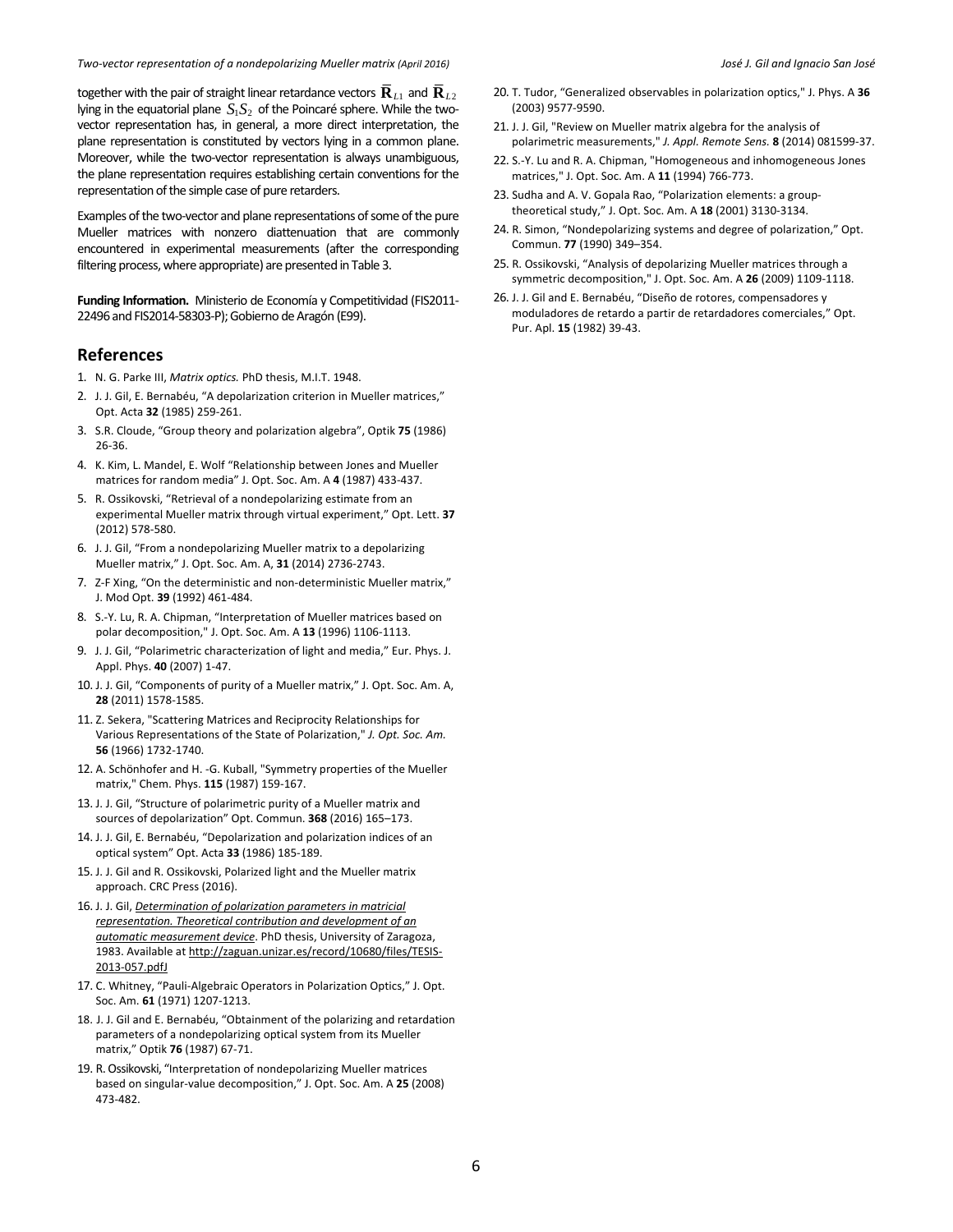together with the pair of straight linear retardance vectors $\overline{\mathbf{R}}_{L1}$ and $\overline{\mathbf{R}}_{L2}$ lying in the equatorial plane $S_1S_2$ of the Poincaré sphere. While the two-vector representation has, in general, a more direct interpretation, the plane representation is constituted by vectors lying in a common plane. Moreover, while the two-vector representation is always unambiguous, the plane representation requires establishing certain conventions for the representation of the simple case of pure retarders.

Examples of the two-vector and plane representations of some of the pure Mueller matrices with nonzero diattenuation that are commonly encountered in experimental measurements (after the corresponding filtering process, where appropriate) are presented in Table 3.

**Funding Information.** Ministerio de Economía y Competitividad (FIS2011-22496 and FIS2014-58303-P); Gobierno de Aragón (E99).

## References

1. N. G. Parke III, *Matrix optics.* PhD thesis, M.I.T. 1948.
2. J. J. Gil, E. Bernabéu, "A depolarization criterion in Mueller matrices," Opt. Acta **32** (1985) 259-261.
3. S.R. Cloude, "Group theory and polarization algebra", Optik **75** (1986) 26-36.
4. K. Kim, L. Mandel, E. Wolf "Relationship between Jones and Mueller matrices for random media" J. Opt. Soc. Am. A **4** (1987) 433-437.
5. R. Ossikovski, "Retrieval of a nondepolarizing estimate from an experimental Mueller matrix through virtual experiment," Opt. Lett. **37** (2012) 578-580.
6. J. J. Gil, "From a nondepolarizing Mueller matrix to a depolarizing Mueller matrix," J. Opt. Soc. Am. A, **31** (2014) 2736-2743.
7. Z-F Xing, "On the deterministic and non-deterministic Mueller matrix," J. Mod Opt. **39** (1992) 461-484.
8. S.-Y. Lu, R. A. Chipman, "Interpretation of Mueller matrices based on polar decomposition," J. Opt. Soc. Am. A **13** (1996) 1106-1113.
9. J. J. Gil, "Polarimetric characterization of light and media," Eur. Phys. J. Appl. Phys. **40** (2007) 1-47.
10. J. J. Gil, "Components of purity of a Mueller matrix," J. Opt. Soc. Am. A, **28** (2011) 1578-1585.
11. Z. Sekera, "Scattering Matrices and Reciprocity Relationships for Various Representations of the State of Polarization," *J. Opt. Soc. Am.* **56** (1966) 1732-1740.
12. A. Schönhofer and H. -G. Kuball, "Symmetry properties of the Mueller matrix," Chem. Phys. **115** (1987) 159-167.
13. J. J. Gil, "Structure of polarimetric purity of a Mueller matrix and sources of depolarization" Opt. Commun. **368** (2016) 165–173.
14. J. J. Gil, E. Bernabéu, "Depolarization and polarization indices of an optical system" Opt. Acta **33** (1986) 185-189.
15. J. J. Gil and R. Ossikovski, Polarized light and the Mueller matrix approach. CRC Press (2016).
16. J. J. Gil, *Determination of polarization parameters in matricial representation. Theoretical contribution and development of an automatic measurement device*. PhD thesis, University of Zaragoza, 1983. Available at http://zaguan.unizar.es/record/10680/files/TESIS-2013-057.pdfJ
17. C. Whitney, "Pauli-Algebraic Operators in Polarization Optics," J. Opt. Soc. Am. **61** (1971) 1207-1213.
18. J. J. Gil and E. Bernabéu, "Obtainment of the polarizing and retardation parameters of a nondepolarizing optical system from its Mueller matrix," Optik **76** (1987) 67-71.
19. R. Ossikovski, "Interpretation of nondepolarizing Mueller matrices based on singular-value decomposition," J. Opt. Soc. Am. A **25** (2008) 473-482.
20. T. Tudor, "Generalized observables in polarization optics," J. Phys. A **36** (2003) 9577-9590.
21. J. J. Gil, "Review on Mueller matrix algebra for the analysis of polarimetric measurements," *J. Appl. Remote Sens.* **8** (2014) 081599-37.
22. S.-Y. Lu and R. A. Chipman, "Homogeneous and inhomogeneous Jones matrices," J. Opt. Soc. Am. A **11** (1994) 766-773.
23. Sudha and A. V. Gopala Rao, "Polarization elements: a group-theoretical study," J. Opt. Soc. Am. A **18** (2001) 3130-3134.
24. R. Simon, "Nondepolarizing systems and degree of polarization," Opt. Commun. **77** (1990) 349–354.
25. R. Ossikovski, "Analysis of depolarizing Mueller matrices through a symmetric decomposition," J. Opt. Soc. Am. A **26** (2009) 1109-1118.
26. J. J. Gil and E. Bernabéu, "Diseño de rotores, compensadores y moduladores de retardo a partir de retardadores comerciales," Opt. Pur. Apl. **15** (1982) 39-43.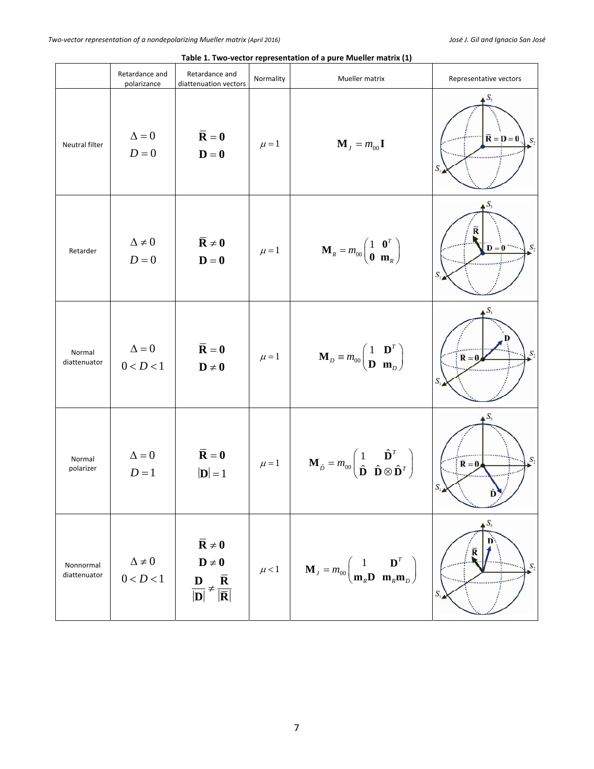**Table 1. Two-vector representation of a pure Mueller matrix (1)**

| | Retardance and polarizance | Retardance and diattenuation vectors | Normality | Mueller matrix | Representative vectors |
|---|---|---|---|---|---|
| Neutral filter | $\Delta = 0$ <br> $D = 0$ | $\overline{\mathbf{R}} = \mathbf{0}$ <br> $\mathbf{D} = \mathbf{0}$ | $\mu = 1$ | $\mathbf{M}_J = m_{00}\mathbf{I}$ | $S_1, S_2, S_3$; $\overline{\mathbf{R}} = \mathbf{D} = \mathbf{0}$ |
| Retarder | $\Delta \neq 0$ <br> $D = 0$ | $\overline{\mathbf{R}} \neq \mathbf{0}$ <br> $\mathbf{D} = \mathbf{0}$ | $\mu = 1$ | $\mathbf{M}_R = m_{00}\begin{pmatrix} 1 & \mathbf{0}^T \\ \mathbf{0} & \mathbf{m}_R \end{pmatrix}$ | $S_1, S_2, S_3$; $\overline{\mathbf{R}}$; $\mathbf{D} = \mathbf{0}$ |
| Normal diattenuator | $\Delta = 0$ <br> $0 < D < 1$ | $\overline{\mathbf{R}} = \mathbf{0}$ <br> $\mathbf{D} \neq \mathbf{0}$ | $\mu = 1$ | $\mathbf{M}_D \equiv m_{00}\begin{pmatrix} 1 & \mathbf{D}^T \\ \mathbf{D} & \mathbf{m}_D \end{pmatrix}$ | $S_1, S_2, S_3$; $\mathbf{D}$; $\overline{\mathbf{R}} = \mathbf{0}$ |
| Normal polarizer | $\Delta = 0$ <br> $D = 1$ | $\overline{\mathbf{R}} = \mathbf{0}$ <br> $\lvert\mathbf{D}\rvert = 1$ | $\mu = 1$ | $\mathbf{M}_{\hat{D}} = m_{00}\begin{pmatrix} 1 & \hat{\mathbf{D}}^T \\ \hat{\mathbf{D}} & \hat{\mathbf{D}} \otimes \hat{\mathbf{D}}^T \end{pmatrix}$ | $S_1, S_2, S_3$; $\overline{\mathbf{R}} = \mathbf{0}$; $\hat{\mathbf{D}}$ |
| Nonnormal diattenuator | $\Delta \neq 0$ <br> $0 < D < 1$ | $\overline{\mathbf{R}} \neq \mathbf{0}$ <br> $\mathbf{D} \neq \mathbf{0}$ <br> $\frac{\mathbf{D}}{\lvert\mathbf{D}\rvert} \neq \frac{\overline{\mathbf{R}}}{\lvert\overline{\mathbf{R}}\rvert}$ | $\mu < 1$ | $\mathbf{M}_J = m_{00}\begin{pmatrix} 1 & \mathbf{D}^T \\ \mathbf{m}_R\mathbf{D} & \mathbf{m}_R\mathbf{m}_D \end{pmatrix}$ | $S_1, S_2, S_3$; $\overline{\mathbf{R}}$; $\mathbf{D}$ |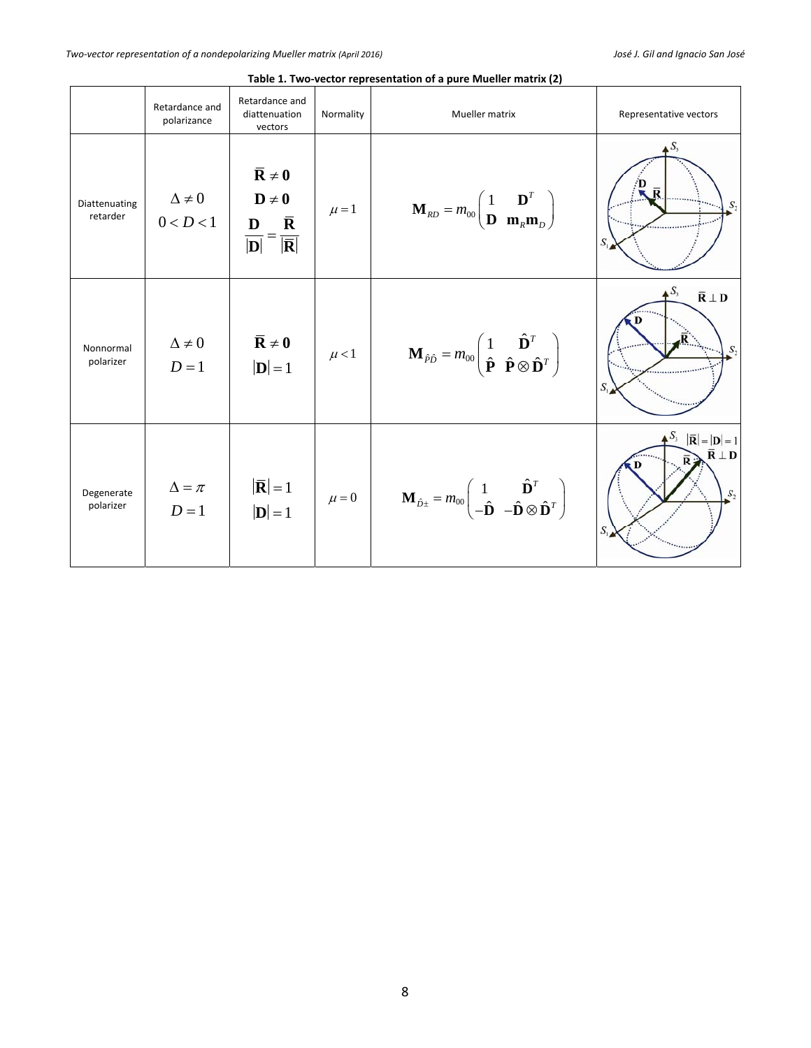**Table 1. Two-vector representation of a pure Mueller matrix (2)**

| | Retardance and polarizance | Retardance and diattenuation vectors | Normality | Mueller matrix | Representative vectors |
|---|---|---|---|---|---|
| Diattenuating retarder | $\Delta \neq 0$ <br> $0 < D < 1$ | $\bar{\mathbf{R}} \neq \mathbf{0}$ <br> $\mathbf{D} \neq \mathbf{0}$ <br> $\frac{\mathbf{D}}{\lvert\mathbf{D}\rvert} = \frac{\bar{\mathbf{R}}}{\lvert\bar{\mathbf{R}}\rvert}$ | $\mu = 1$ | $\mathbf{M}_{RD} = m_{00}\begin{pmatrix} 1 & \mathbf{D}^T \\ \mathbf{D} & \mathbf{m}_R\mathbf{m}_D \end{pmatrix}$ | |
| Nonnormal polarizer | $\Delta \neq 0$ <br> $D = 1$ | $\bar{\mathbf{R}} \neq \mathbf{0}$ <br> $\lvert\mathbf{D}\rvert = 1$ | $\mu < 1$ | $\mathbf{M}_{\hat{P}\hat{D}} = m_{00}\begin{pmatrix} 1 & \hat{\mathbf{D}}^T \\ \hat{\mathbf{P}} & \hat{\mathbf{P}} \otimes \hat{\mathbf{D}}^T \end{pmatrix}$ | $\bar{\mathbf{R}} \perp \mathbf{D}$ |
| Degenerate polarizer | $\Delta = \pi$ <br> $D = 1$ | $\lvert\bar{\mathbf{R}}\rvert = 1$ <br> $\lvert\mathbf{D}\rvert = 1$ | $\mu = 0$ | $\mathbf{M}_{\hat{D}\pm} = m_{00}\begin{pmatrix} 1 & \hat{\mathbf{D}}^T \\ -\hat{\mathbf{D}} & -\hat{\mathbf{D}} \otimes \hat{\mathbf{D}}^T \end{pmatrix}$ | $\lvert\bar{\mathbf{R}}\rvert = \lvert\mathbf{D}\rvert = 1$ <br> $\bar{\mathbf{R}} \perp \mathbf{D}$ |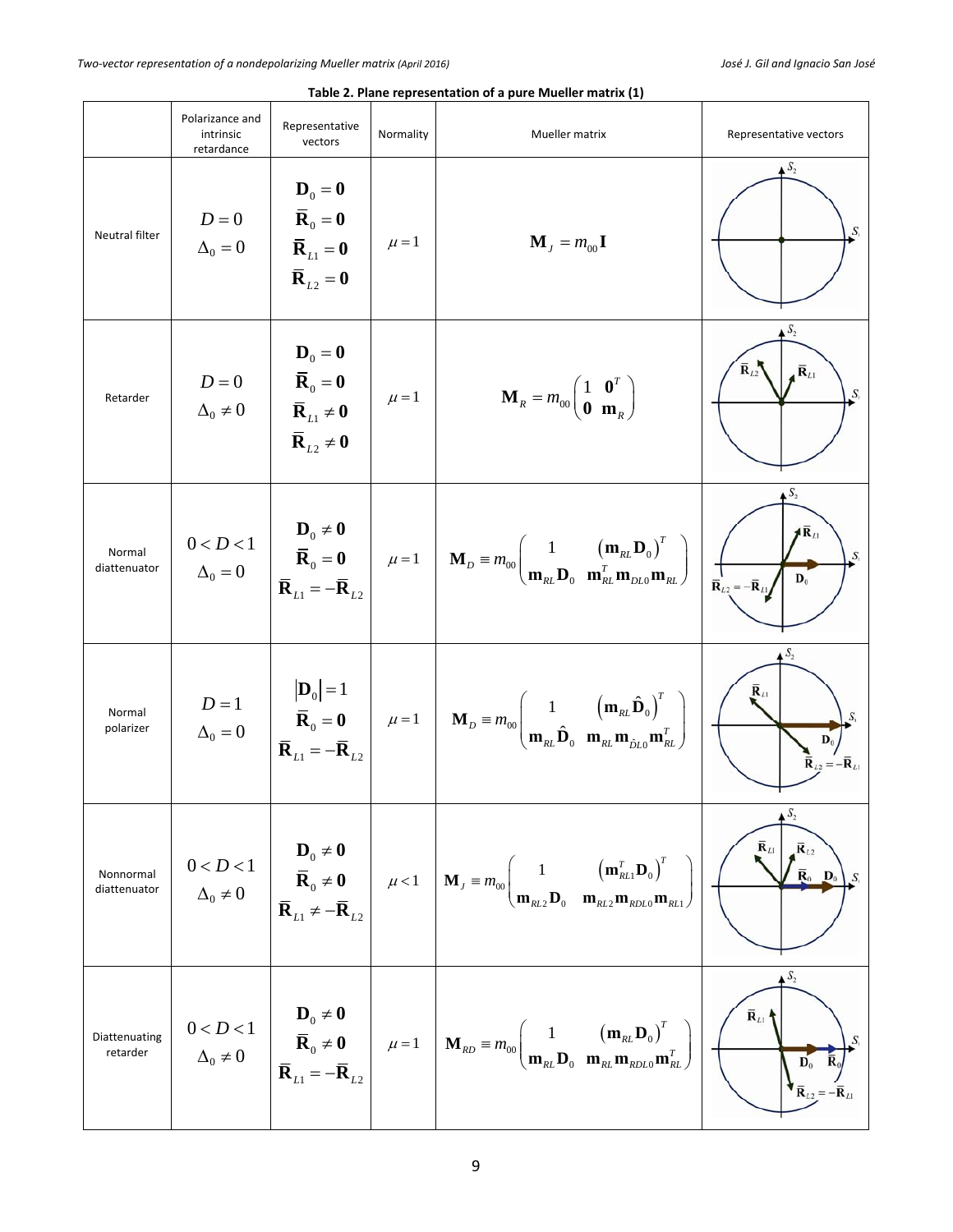**Table 2. Plane representation of a pure Mueller matrix (1)**

| | Polarizance and intrinsic retardance | Representative vectors | Normality | Mueller matrix | Representative vectors |
|---|---|---|---|---|---|
| Neutral filter | $D=0$ $\Delta_0=0$ | $\mathbf{D}_0=\mathbf{0}$ $\overline{\mathbf{R}}_0=\mathbf{0}$ $\overline{\mathbf{R}}_{L1}=\mathbf{0}$ $\overline{\mathbf{R}}_{L2}=\mathbf{0}$ | $\mu=1$ | $\mathbf{M}_J=m_{00}\mathbf{I}$ | |
| Retarder | $D=0$ $\Delta_0\neq 0$ | $\mathbf{D}_0=\mathbf{0}$ $\overline{\mathbf{R}}_0=\mathbf{0}$ $\overline{\mathbf{R}}_{L1}\neq\mathbf{0}$ $\overline{\mathbf{R}}_{L2}\neq\mathbf{0}$ | $\mu=1$ | $\mathbf{M}_R=m_{00}\begin{pmatrix}1 & \mathbf{0}^T\\ \mathbf{0} & \mathbf{m}_R\end{pmatrix}$ | |
| Normal diattenuator | $0<D<1$ $\Delta_0=0$ | $\mathbf{D}_0\neq\mathbf{0}$ $\overline{\mathbf{R}}_0=\mathbf{0}$ $\overline{\mathbf{R}}_{L1}=-\overline{\mathbf{R}}_{L2}$ | $\mu=1$ | $\mathbf{M}_D\equiv m_{00}\begin{pmatrix}1 & (\mathbf{m}_{RL}\mathbf{D}_0)^T\\ \mathbf{m}_{RL}\mathbf{D}_0 & \mathbf{m}_{RL}^T\mathbf{m}_{DL0}\mathbf{m}_{RL}\end{pmatrix}$ | |
| Normal polarizer | $D=1$ $\Delta_0=0$ | $\lvert\mathbf{D}_0\rvert=1$ $\overline{\mathbf{R}}_0=\mathbf{0}$ $\overline{\mathbf{R}}_{L1}=-\overline{\mathbf{R}}_{L2}$ | $\mu=1$ | $\mathbf{M}_D\equiv m_{00}\begin{pmatrix}1 & (\mathbf{m}_{RL}\hat{\mathbf{D}}_0)^T\\ \mathbf{m}_{RL}\hat{\mathbf{D}}_0 & \mathbf{m}_{RL}\mathbf{m}_{\hat{D}L0}\mathbf{m}_{RL}^T\end{pmatrix}$ | |
| Nonnormal diattenuator | $0<D<1$ $\Delta_0\neq 0$ | $\mathbf{D}_0\neq\mathbf{0}$ $\overline{\mathbf{R}}_0\neq\mathbf{0}$ $\overline{\mathbf{R}}_{L1}\neq-\overline{\mathbf{R}}_{L2}$ | $\mu<1$ | $\mathbf{M}_J=m_{00}\begin{pmatrix}1 & (\mathbf{m}_{RL1}^T\mathbf{D}_0)^T\\ \mathbf{m}_{RL2}\mathbf{D}_0 & \mathbf{m}_{RL2}\mathbf{m}_{RDL0}\mathbf{m}_{RL1}\end{pmatrix}$ | |
| Diattenuating retarder | $0<D<1$ $\Delta_0\neq 0$ | $\mathbf{D}_0\neq\mathbf{0}$ $\overline{\mathbf{R}}_0\neq\mathbf{0}$ $\overline{\mathbf{R}}_{L1}=-\overline{\mathbf{R}}_{L2}$ | $\mu=1$ | $\mathbf{M}_{RD}\equiv m_{00}\begin{pmatrix}1 & (\mathbf{m}_{RL}\mathbf{D}_0)^T\\ \mathbf{m}_{RL}\mathbf{D}_0 & \mathbf{m}_{RL}\mathbf{m}_{RDL0}\mathbf{m}_{RL}^T\end{pmatrix}$ | |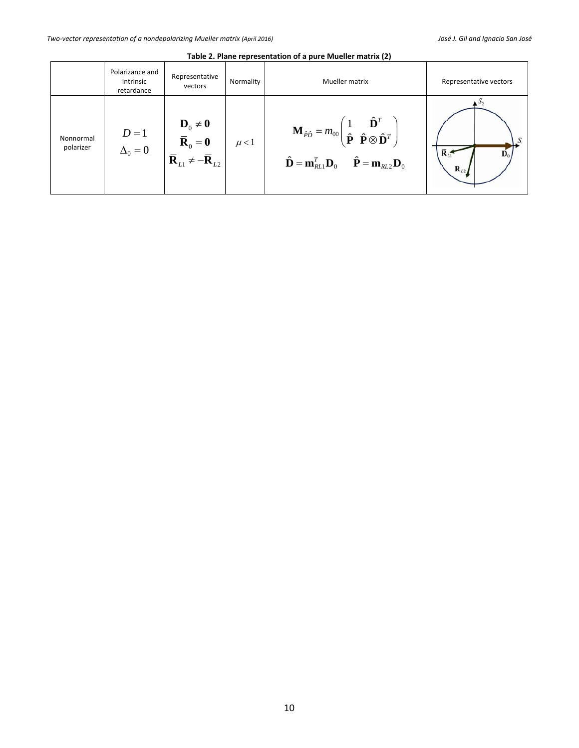**Table 2. Plane representation of a pure Mueller matrix (2)**

| | Polarizance and intrinsic retardance | Representative vectors | Normality | Mueller matrix | Representative vectors |
|---|---|---|---|---|---|
| Nonnormal polarizer | $D=1$<br>$\Delta_0=0$ | $\mathbf{D}_0 \neq \mathbf{0}$<br>$\overline{\mathbf{R}}_0 = \mathbf{0}$<br>$\overline{\mathbf{R}}_{L1} \neq -\overline{\mathbf{R}}_{L2}$ | $\mu<1$ | $\mathbf{M}_{\hat{P}\hat{D}} = m_{00}\begin{pmatrix} 1 & \hat{\mathbf{D}}^T \\ \hat{\mathbf{P}} & \hat{\mathbf{P}} \otimes \hat{\mathbf{D}}^T \end{pmatrix}$<br>$\hat{\mathbf{D}} = \mathbf{m}_{RL1}^T \mathbf{D}_0 \quad \hat{\mathbf{P}} = \mathbf{m}_{RL2} \mathbf{D}_0$ | |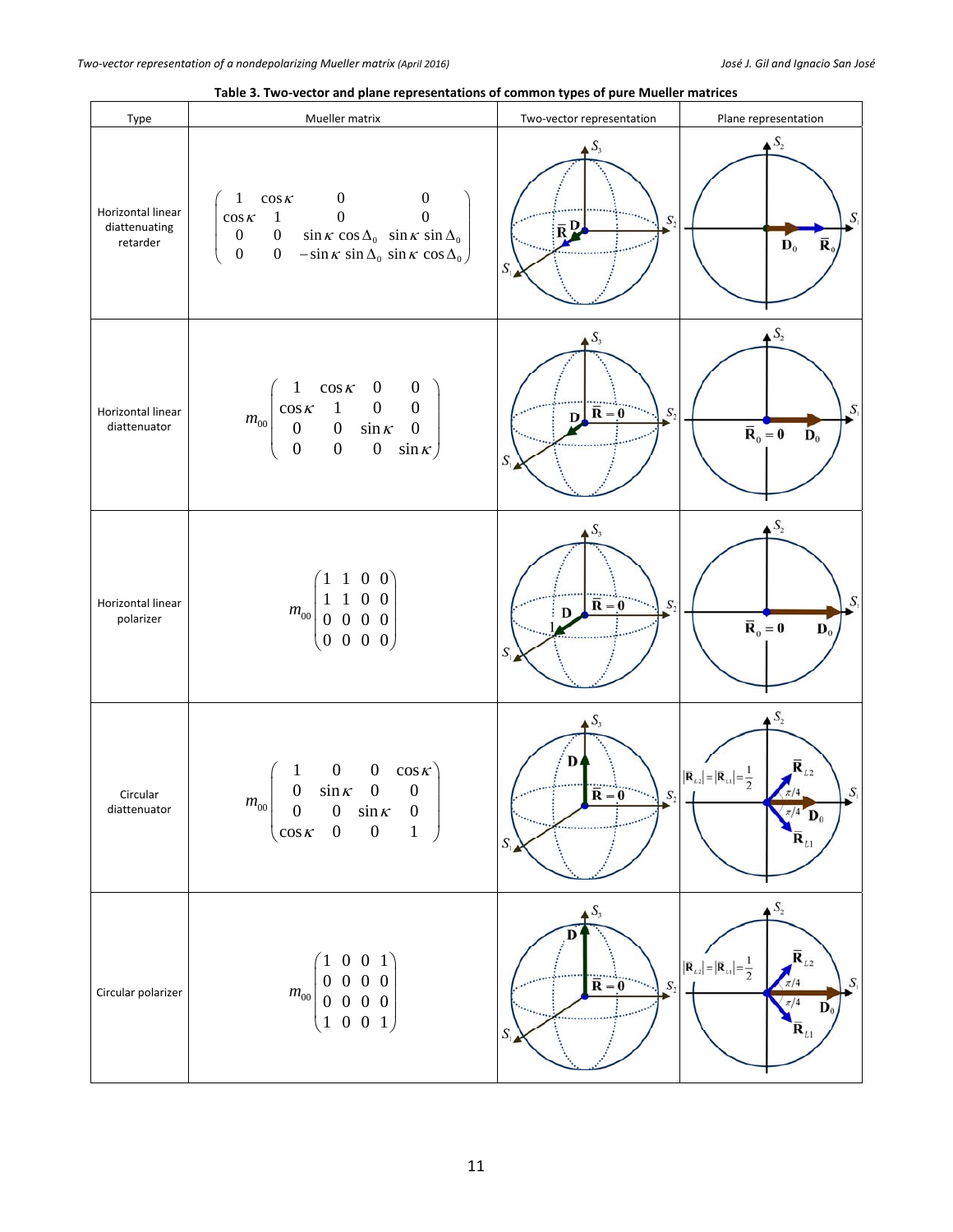**Table 3. Two-vector and plane representations of common types of pure Mueller matrices**

| Type | Mueller matrix | Two-vector representation | Plane representation |
|---|---|---|---|
| Horizontal linear diattenuating retarder | $\begin{pmatrix} 1 & \cos\kappa & 0 & 0 \\ \cos\kappa & 1 & 0 & 0 \\ 0 & 0 & \sin\kappa\cos\Delta_0 & \sin\kappa\sin\Delta_0 \\ 0 & 0 & -\sin\kappa\sin\Delta_0 & \sin\kappa\cos\Delta_0 \end{pmatrix}$ | $S_3$, $S_2$, $S_1$, $\bar{\mathbf{R}}$, $\mathbf{D}$ | $S_2$, $S_1$, $\mathbf{D}_0$, $\bar{\mathbf{R}}_0$ |
| Horizontal linear diattenuator | $m_{00}\begin{pmatrix} 1 & \cos\kappa & 0 & 0 \\ \cos\kappa & 1 & 0 & 0 \\ 0 & 0 & \sin\kappa & 0 \\ 0 & 0 & 0 & \sin\kappa \end{pmatrix}$ | $S_3$, $S_2$, $S_1$, $\mathbf{D}$, $\bar{\mathbf{R}}=0$ | $S_2$, $S_1$, $\bar{\mathbf{R}}_0=0$, $\mathbf{D}_0$ |
| Horizontal linear polarizer | $m_{00}\begin{pmatrix} 1 & 1 & 0 & 0 \\ 1 & 1 & 0 & 0 \\ 0 & 0 & 0 & 0 \\ 0 & 0 & 0 & 0 \end{pmatrix}$ | $S_3$, $S_2$, $S_1$, $\mathbf{D}$, 1, $\bar{\mathbf{R}}=0$ | $S_2$, $S_1$, $\bar{\mathbf{R}}_0=0$, $\mathbf{D}_0$ |
| Circular diattenuator | $m_{00}\begin{pmatrix} 1 & 0 & 0 & \cos\kappa \\ 0 & \sin\kappa & 0 & 0 \\ 0 & 0 & \sin\kappa & 0 \\ \cos\kappa & 0 & 0 & 1 \end{pmatrix}$ | $S_3$, $S_2$, $S_1$, $\mathbf{D}$, $\bar{\mathbf{R}}=0$ | $S_2$, $S_1$, $\lvert\bar{\mathbf{R}}_{L2}\rvert=\lvert\bar{\mathbf{R}}_{L1}\rvert=\frac{1}{2}$, $\bar{\mathbf{R}}_{L2}$, $\pi/4$, $\pi/4$, $\mathbf{D}_0$, $\bar{\mathbf{R}}_{L1}$ |
| Circular polarizer | $m_{00}\begin{pmatrix} 1 & 0 & 0 & 1 \\ 0 & 0 & 0 & 0 \\ 0 & 0 & 0 & 0 \\ 1 & 0 & 0 & 1 \end{pmatrix}$ | $S_3$, $S_2$, $S_1$, $\mathbf{D}$, $\bar{\mathbf{R}}=0$ | $S_2$, $S_1$, $\lvert\bar{\mathbf{R}}_{L2}\rvert=\lvert\bar{\mathbf{R}}_{L1}\rvert=\frac{1}{2}$, $\bar{\mathbf{R}}_{L2}$, $\pi/4$, $\pi/4$, $\mathbf{D}_0$, $\bar{\mathbf{R}}_{L1}$ |